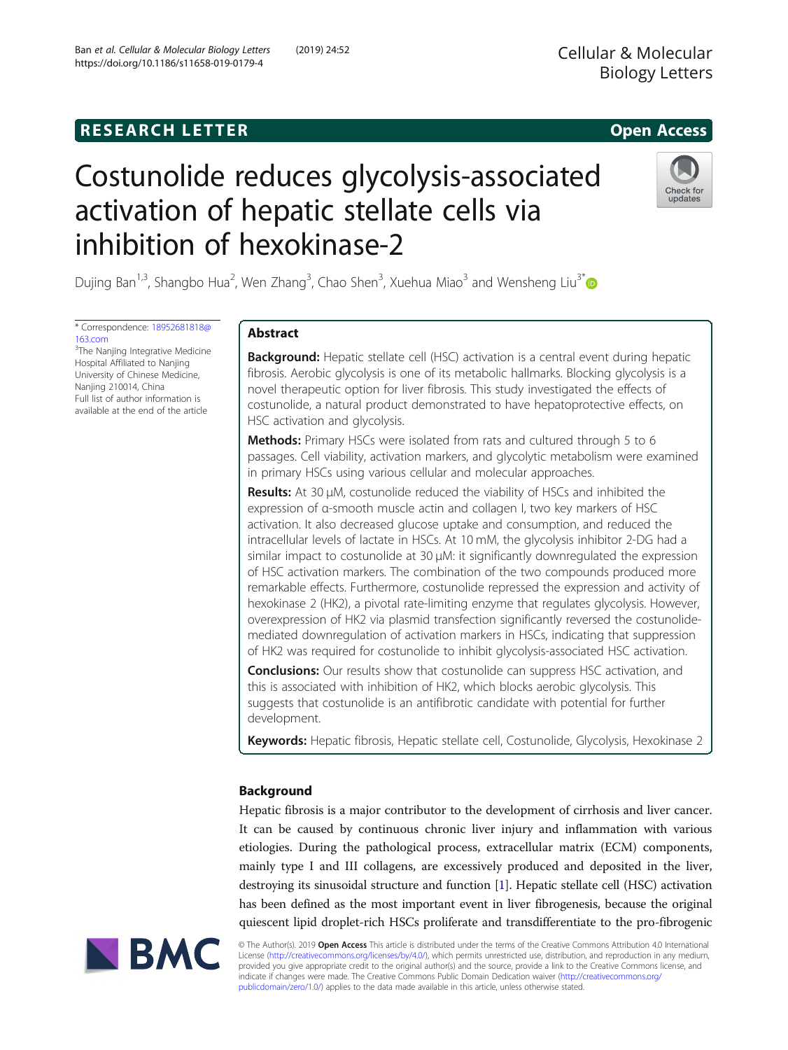RESEARCH LETTER

Open Access

# Costunolide reduces glycolysis-associated activation of hepatic stellate cells via inhibition of hexokinase-2

Dujing Ban[1,3], Shangbo Hua[2], Wen Zhang[3], Chao Shen[3], Xuehua Miao[3] and Wensheng Liu[3*]

* Correspondence: 18952681818@163.com
[3]The Nanjing Integrative Medicine Hospital Affiliated to Nanjing University of Chinese Medicine, Nanjing 210014, China
Full list of author information is available at the end of the article

## Abstract

**Background:** Hepatic stellate cell (HSC) activation is a central event during hepatic fibrosis. Aerobic glycolysis is one of its metabolic hallmarks. Blocking glycolysis is a novel therapeutic option for liver fibrosis. This study investigated the effects of costunolide, a natural product demonstrated to have hepatoprotective effects, on HSC activation and glycolysis.

**Methods:** Primary HSCs were isolated from rats and cultured through 5 to 6 passages. Cell viability, activation markers, and glycolytic metabolism were examined in primary HSCs using various cellular and molecular approaches.

**Results:** At 30 μM, costunolide reduced the viability of HSCs and inhibited the expression of α-smooth muscle actin and collagen I, two key markers of HSC activation. It also decreased glucose uptake and consumption, and reduced the intracellular levels of lactate in HSCs. At 10 mM, the glycolysis inhibitor 2-DG had a similar impact to costunolide at 30 μM: it significantly downregulated the expression of HSC activation markers. The combination of the two compounds produced more remarkable effects. Furthermore, costunolide repressed the expression and activity of hexokinase 2 (HK2), a pivotal rate-limiting enzyme that regulates glycolysis. However, overexpression of HK2 via plasmid transfection significantly reversed the costunolide-mediated downregulation of activation markers in HSCs, indicating that suppression of HK2 was required for costunolide to inhibit glycolysis-associated HSC activation.

**Conclusions:** Our results show that costunolide can suppress HSC activation, and this is associated with inhibition of HK2, which blocks aerobic glycolysis. This suggests that costunolide is an antifibrotic candidate with potential for further development.

**Keywords:** Hepatic fibrosis, Hepatic stellate cell, Costunolide, Glycolysis, Hexokinase 2

## Background

Hepatic fibrosis is a major contributor to the development of cirrhosis and liver cancer. It can be caused by continuous chronic liver injury and inflammation with various etiologies. During the pathological process, extracellular matrix (ECM) components, mainly type I and III collagens, are excessively produced and deposited in the liver, destroying its sinusoidal structure and function [1]. Hepatic stellate cell (HSC) activation has been defined as the most important event in liver fibrogenesis, because the original quiescent lipid droplet-rich HSCs proliferate and transdifferentiate to the pro-fibrogenic

© The Author(s). 2019 **Open Access** This article is distributed under the terms of the Creative Commons Attribution 4.0 International License (http://creativecommons.org/licenses/by/4.0/), which permits unrestricted use, distribution, and reproduction in any medium, provided you give appropriate credit to the original author(s) and the source, provide a link to the Creative Commons license, and indicate if changes were made. The Creative Commons Public Domain Dedication waiver (http://creativecommons.org/publicdomain/zero/1.0/) applies to the data made available in this article, unless otherwise stated.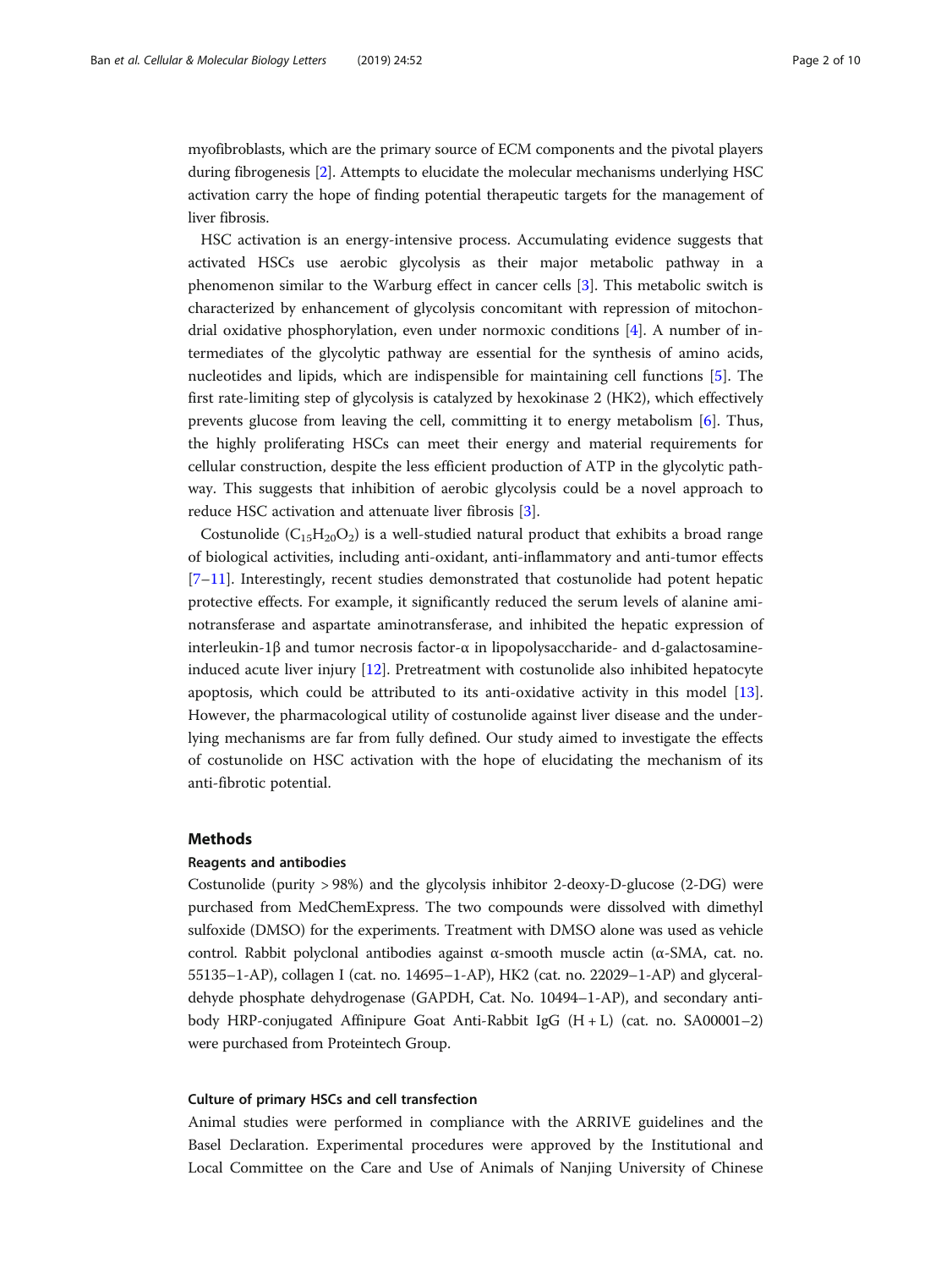myofibroblasts, which are the primary source of ECM components and the pivotal players during fibrogenesis [2]. Attempts to elucidate the molecular mechanisms underlying HSC activation carry the hope of finding potential therapeutic targets for the management of liver fibrosis.

HSC activation is an energy-intensive process. Accumulating evidence suggests that activated HSCs use aerobic glycolysis as their major metabolic pathway in a phenomenon similar to the Warburg effect in cancer cells [3]. This metabolic switch is characterized by enhancement of glycolysis concomitant with repression of mitochondrial oxidative phosphorylation, even under normoxic conditions [4]. A number of intermediates of the glycolytic pathway are essential for the synthesis of amino acids, nucleotides and lipids, which are indispensible for maintaining cell functions [5]. The first rate-limiting step of glycolysis is catalyzed by hexokinase 2 (HK2), which effectively prevents glucose from leaving the cell, committing it to energy metabolism [6]. Thus, the highly proliferating HSCs can meet their energy and material requirements for cellular construction, despite the less efficient production of ATP in the glycolytic pathway. This suggests that inhibition of aerobic glycolysis could be a novel approach to reduce HSC activation and attenuate liver fibrosis [3].

Costunolide ($C_{15}H_{20}O_2$) is a well-studied natural product that exhibits a broad range of biological activities, including anti-oxidant, anti-inflammatory and anti-tumor effects [7–11]. Interestingly, recent studies demonstrated that costunolide had potent hepatic protective effects. For example, it significantly reduced the serum levels of alanine aminotransferase and aspartate aminotransferase, and inhibited the hepatic expression of interleukin-1β and tumor necrosis factor-α in lipopolysaccharide- and d-galactosamine-induced acute liver injury [12]. Pretreatment with costunolide also inhibited hepatocyte apoptosis, which could be attributed to its anti-oxidative activity in this model [13]. However, the pharmacological utility of costunolide against liver disease and the underlying mechanisms are far from fully defined. Our study aimed to investigate the effects of costunolide on HSC activation with the hope of elucidating the mechanism of its anti-fibrotic potential.

## Methods

### Reagents and antibodies

Costunolide (purity > 98%) and the glycolysis inhibitor 2-deoxy-D-glucose (2-DG) were purchased from MedChemExpress. The two compounds were dissolved with dimethyl sulfoxide (DMSO) for the experiments. Treatment with DMSO alone was used as vehicle control. Rabbit polyclonal antibodies against α-smooth muscle actin (α-SMA, cat. no. 55135–1-AP), collagen I (cat. no. 14695–1-AP), HK2 (cat. no. 22029–1-AP) and glyceraldehyde phosphate dehydrogenase (GAPDH, Cat. No. 10494–1-AP), and secondary antibody HRP-conjugated Affinipure Goat Anti-Rabbit IgG (H + L) (cat. no. SA00001–2) were purchased from Proteintech Group.

### Culture of primary HSCs and cell transfection

Animal studies were performed in compliance with the ARRIVE guidelines and the Basel Declaration. Experimental procedures were approved by the Institutional and Local Committee on the Care and Use of Animals of Nanjing University of Chinese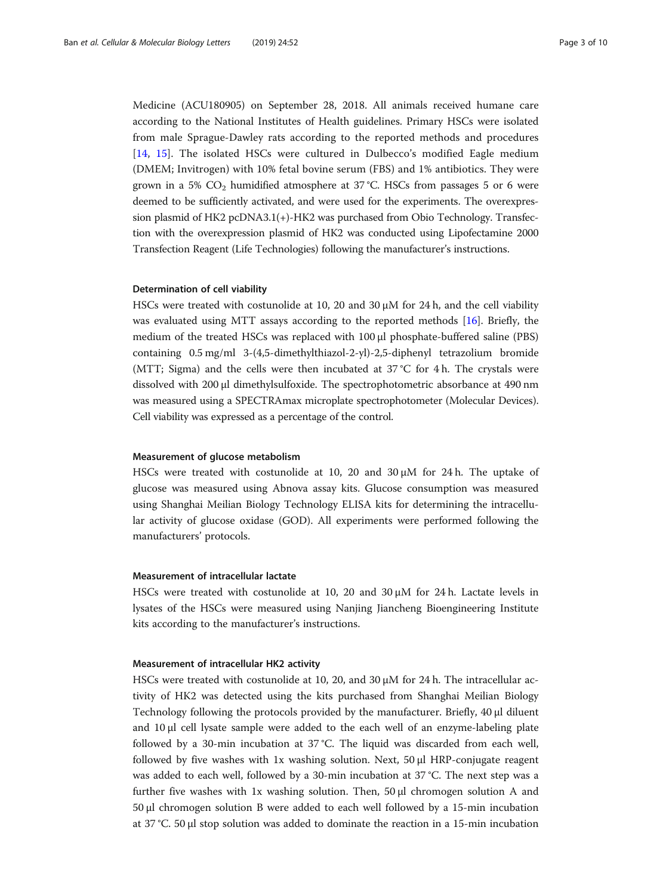Medicine (ACU180905) on September 28, 2018. All animals received humane care according to the National Institutes of Health guidelines. Primary HSCs were isolated from male Sprague-Dawley rats according to the reported methods and procedures [14, 15]. The isolated HSCs were cultured in Dulbecco's modified Eagle medium (DMEM; Invitrogen) with 10% fetal bovine serum (FBS) and 1% antibiotics. They were grown in a 5% $CO_2$ humidified atmosphere at 37 °C. HSCs from passages 5 or 6 were deemed to be sufficiently activated, and were used for the experiments. The overexpression plasmid of HK2 pcDNA3.1(+)-HK2 was purchased from Obio Technology. Transfection with the overexpression plasmid of HK2 was conducted using Lipofectamine 2000 Transfection Reagent (Life Technologies) following the manufacturer's instructions.

#### Determination of cell viability

HSCs were treated with costunolide at 10, 20 and 30 μM for 24 h, and the cell viability was evaluated using MTT assays according to the reported methods [16]. Briefly, the medium of the treated HSCs was replaced with 100 μl phosphate-buffered saline (PBS) containing 0.5 mg/ml 3-(4,5-dimethylthiazol-2-yl)-2,5-diphenyl tetrazolium bromide (MTT; Sigma) and the cells were then incubated at 37 °C for 4 h. The crystals were dissolved with 200 μl dimethylsulfoxide. The spectrophotometric absorbance at 490 nm was measured using a SPECTRAmax microplate spectrophotometer (Molecular Devices). Cell viability was expressed as a percentage of the control.

#### Measurement of glucose metabolism

HSCs were treated with costunolide at 10, 20 and 30 μM for 24 h. The uptake of glucose was measured using Abnova assay kits. Glucose consumption was measured using Shanghai Meilian Biology Technology ELISA kits for determining the intracellular activity of glucose oxidase (GOD). All experiments were performed following the manufacturers' protocols.

#### Measurement of intracellular lactate

HSCs were treated with costunolide at 10, 20 and 30 μM for 24 h. Lactate levels in lysates of the HSCs were measured using Nanjing Jiancheng Bioengineering Institute kits according to the manufacturer's instructions.

#### Measurement of intracellular HK2 activity

HSCs were treated with costunolide at 10, 20, and 30 μM for 24 h. The intracellular activity of HK2 was detected using the kits purchased from Shanghai Meilian Biology Technology following the protocols provided by the manufacturer. Briefly, 40 μl diluent and 10 μl cell lysate sample were added to the each well of an enzyme-labeling plate followed by a 30-min incubation at 37 °C. The liquid was discarded from each well, followed by five washes with 1x washing solution. Next, 50 μl HRP-conjugate reagent was added to each well, followed by a 30-min incubation at 37 °C. The next step was a further five washes with 1x washing solution. Then, 50 μl chromogen solution A and 50 μl chromogen solution B were added to each well followed by a 15-min incubation at 37 °C. 50 μl stop solution was added to dominate the reaction in a 15-min incubation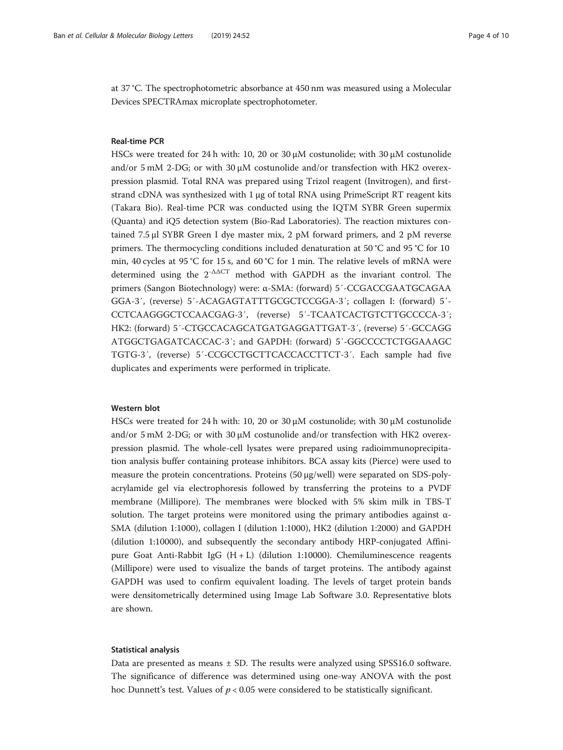at 37 °C. The spectrophotometric absorbance at 450 nm was measured using a Molecular Devices SPECTRAmax microplate spectrophotometer.

### Real-time PCR

HSCs were treated for 24 h with: 10, 20 or 30 μM costunolide; with 30 μM costunolide and/or 5 mM 2-DG; or with 30 μM costunolide and/or transfection with HK2 overexpression plasmid. Total RNA was prepared using Trizol reagent (Invitrogen), and first-strand cDNA was synthesized with 1 μg of total RNA using PrimeScript RT reagent kits (Takara Bio). Real-time PCR was conducted using the IQTM SYBR Green supermix (Quanta) and iQ5 detection system (Bio-Rad Laboratories). The reaction mixtures contained 7.5 μl SYBR Green I dye master mix, 2 pM forward primers, and 2 pM reverse primers. The thermocycling conditions included denaturation at 50 °C and 95 °C for 10 min, 40 cycles at 95 °C for 15 s, and 60 °C for 1 min. The relative levels of mRNA were determined using the $2^{-\Delta\Delta CT}$ method with GAPDH as the invariant control. The primers (Sangon Biotechnology) were: α-SMA: (forward) 5′-CCGACCGAATGCAGAAGGA-3′, (reverse) 5′-ACAGAGTATTTGCGCTCCGGA-3′; collagen I: (forward) 5′-CCTCAAGGGCTCCAACGAG-3′, (reverse) 5′-TCAATCACTGTCTTGCCCCA-3′; HK2: (forward) 5′-CTGCCACAGCATGATGAGGATTGAT-3′, (reverse) 5′-GCCAGGATGGCTGAGATCACCAC-3′; and GAPDH: (forward) 5′-GGCCCCTCTGGAAAGCTGTG-3′, (reverse) 5′-CCGCCTGCTTCACCACCTTCT-3′. Each sample had five duplicates and experiments were performed in triplicate.

### Western blot

HSCs were treated for 24 h with: 10, 20 or 30 μM costunolide; with 30 μM costunolide and/or 5 mM 2-DG; or with 30 μM costunolide and/or transfection with HK2 overexpression plasmid. The whole-cell lysates were prepared using radioimmunoprecipitation analysis buffer containing protease inhibitors. BCA assay kits (Pierce) were used to measure the protein concentrations. Proteins (50 μg/well) were separated on SDS-polyacrylamide gel via electrophoresis followed by transferring the proteins to a PVDF membrane (Millipore). The membranes were blocked with 5% skim milk in TBS-T solution. The target proteins were monitored using the primary antibodies against α-SMA (dilution 1:1000), collagen I (dilution 1:1000), HK2 (dilution 1:2000) and GAPDH (dilution 1:10000), and subsequently the secondary antibody HRP-conjugated Affinipure Goat Anti-Rabbit IgG (H + L) (dilution 1:10000). Chemiluminescence reagents (Millipore) were used to visualize the bands of target proteins. The antibody against GAPDH was used to confirm equivalent loading. The levels of target protein bands were densitometrically determined using Image Lab Software 3.0. Representative blots are shown.

### Statistical analysis

Data are presented as means ± SD. The results were analyzed using SPSS16.0 software. The significance of difference was determined using one-way ANOVA with the post hoc Dunnett's test. Values of $p < 0.05$ were considered to be statistically significant.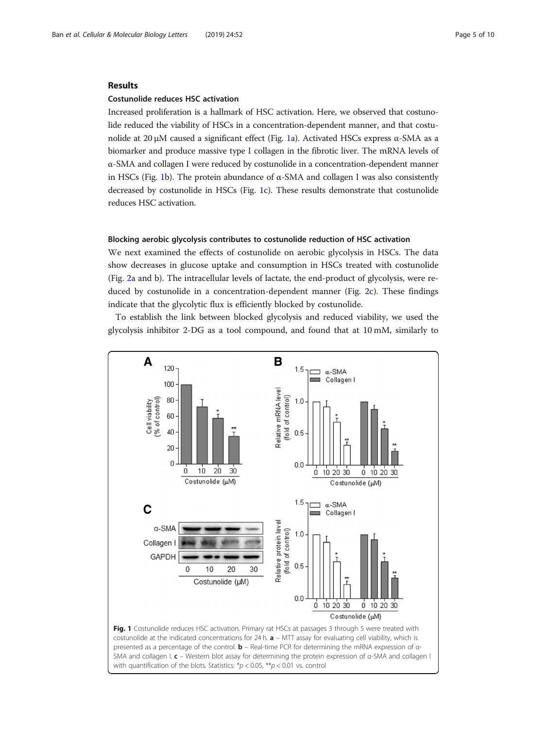## Results

### Costunolide reduces HSC activation

Increased proliferation is a hallmark of HSC activation. Here, we observed that costunolide reduced the viability of HSCs in a concentration-dependent manner, and that costunolide at 20 μM caused a significant effect (Fig. 1a). Activated HSCs express α-SMA as a biomarker and produce massive type I collagen in the fibrotic liver. The mRNA levels of α-SMA and collagen I were reduced by costunolide in a concentration-dependent manner in HSCs (Fig. 1b). The protein abundance of α-SMA and collagen I was also consistently decreased by costunolide in HSCs (Fig. 1c). These results demonstrate that costunolide reduces HSC activation.

### Blocking aerobic glycolysis contributes to costunolide reduction of HSC activation

We next examined the effects of costunolide on aerobic glycolysis in HSCs. The data show decreases in glucose uptake and consumption in HSCs treated with costunolide (Fig. 2a and b). The intracellular levels of lactate, the end-product of glycolysis, were reduced by costunolide in a concentration-dependent manner (Fig. 2c). These findings indicate that the glycolytic flux is efficiently blocked by costunolide.

To establish the link between blocked glycolysis and reduced viability, we used the glycolysis inhibitor 2-DG as a tool compound, and found that at 10 mM, similarly to

A
Cell viability (% of control)
120
100
80
60
40
20
0
0 10 20 30
Costunolide (μM)

B
α-SMA
Collagen I
Relative mRNA level (fold of control)
1.5
1.0
0.5
0.0
0 10 20 30 0 10 20 30
Costunolide (μM)

C
α-SMA
Collagen I
GAPDH
0 10 20 30
Costunolide (μM)

α-SMA
Collagen I
Relative protein level (fold of control)
1.5
1.0
0.5
0.0
0 10 20 30 0 10 20 30
Costunolide (μM)

**Fig. 1** Costunolide reduces HSC activation. Primary rat HSCs at passages 3 through 5 were treated with costunolide at the indicated concentrations for 24 h. **a** – MTT assay for evaluating cell viability, which is presented as a percentage of the control. **b** – Real-time PCR for determining the mRNA expression of α-SMA and collagen I. **c** – Western blot assay for determining the protein expression of α-SMA and collagen I with quantification of the blots. Statistics: \*$p < 0.05$, \*\*$p < 0.01$ vs. control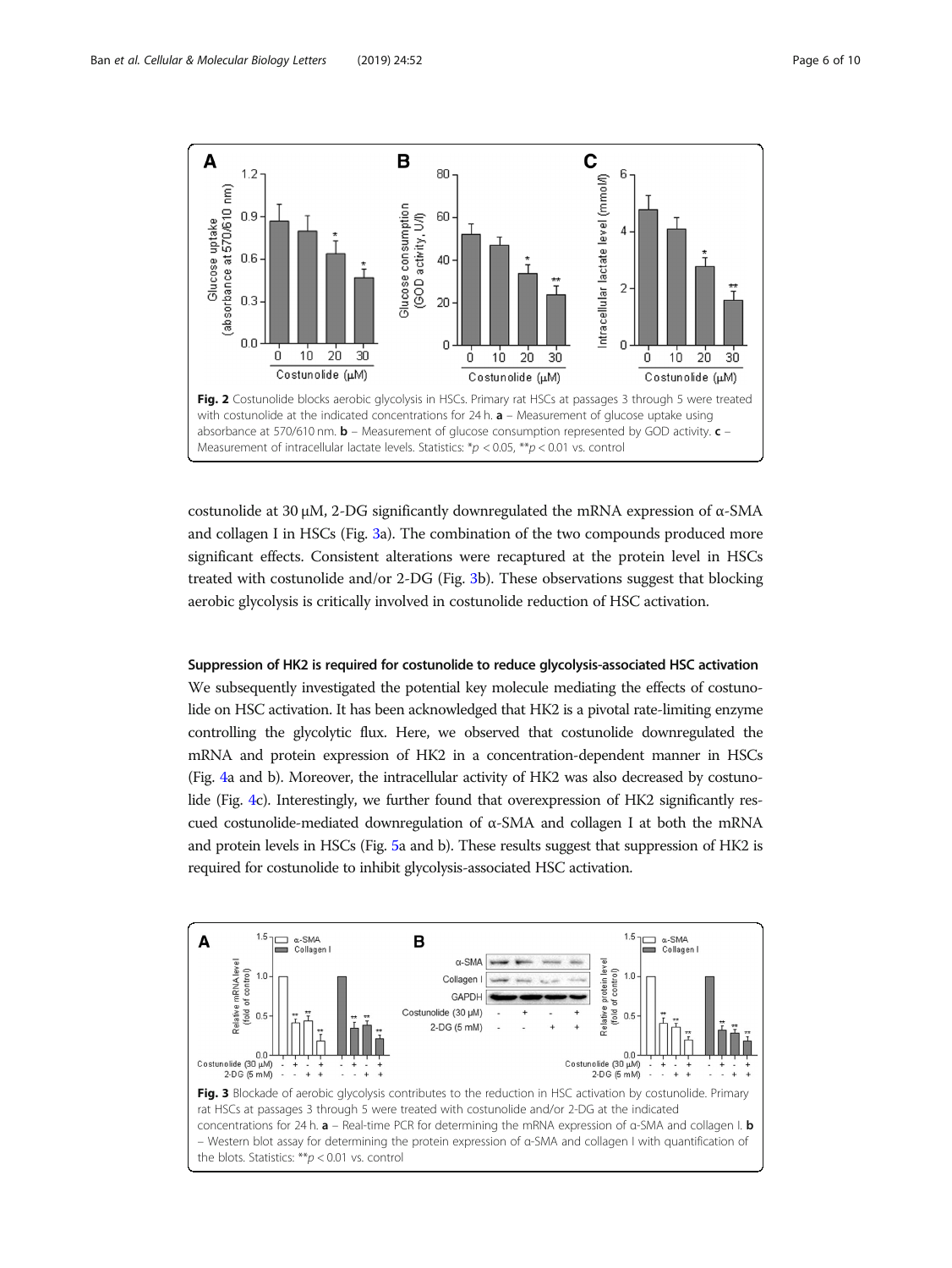A

1.2
0.9
0.6
0.3
0.0

Glucose uptake (absorbance at 570/610 nm)

0 10 20 30

Costunolide (μM)

B

80
60
40
20
0

Glucose consumption (GOD activity, U/l)

0 10 20 30

Costunolide (μM)

C

6
4
2
0

Intracellular lactate level (mmol/l)

0 10 20 30

Costunolide (μM)

**Fig. 2** Costunolide blocks aerobic glycolysis in HSCs. Primary rat HSCs at passages 3 through 5 were treated with costunolide at the indicated concentrations for 24 h. **a** – Measurement of glucose uptake using absorbance at 570/610 nm. **b** – Measurement of glucose consumption represented by GOD activity. **c** – Measurement of intracellular lactate levels. Statistics: *$p < 0.05$, **$p < 0.01$ vs. control

costunolide at 30 μM, 2-DG significantly downregulated the mRNA expression of α-SMA and collagen I in HSCs (Fig. 3a). The combination of the two compounds produced more significant effects. Consistent alterations were recaptured at the protein level in HSCs treated with costunolide and/or 2-DG (Fig. 3b). These observations suggest that blocking aerobic glycolysis is critically involved in costunolide reduction of HSC activation.

### Suppression of HK2 is required for costunolide to reduce glycolysis-associated HSC activation

We subsequently investigated the potential key molecule mediating the effects of costunolide on HSC activation. It has been acknowledged that HK2 is a pivotal rate-limiting enzyme controlling the glycolytic flux. Here, we observed that costunolide downregulated the mRNA and protein expression of HK2 in a concentration-dependent manner in HSCs (Fig. 4a and b). Moreover, the intracellular activity of HK2 was also decreased by costunolide (Fig. 4c). Interestingly, we further found that overexpression of HK2 significantly rescued costunolide-mediated downregulation of α-SMA and collagen I at both the mRNA and protein levels in HSCs (Fig. 5a and b). These results suggest that suppression of HK2 is required for costunolide to inhibit glycolysis-associated HSC activation.

A

α-SMA
Collagen I

1.5
1.0
0.5
0.0

Relative mRNA level (fold of control)

Costunolide (30 μM) - + - + - + - +
2-DG (5 mM) - - + + - - + +

B

α-SMA
Collagen I
GAPDH

Costunolide (30 μM) - + - +
2-DG (5 mM) - - + +

α-SMA
Collagen I

1.5
1.0
0.5
0.0

Relative protein level (fold of control)

Costunolide (30 μM) - + - + - + - +
2-DG (5 mM) - - + + - - + +

**Fig. 3** Blockade of aerobic glycolysis contributes to the reduction in HSC activation by costunolide. Primary rat HSCs at passages 3 through 5 were treated with costunolide and/or 2-DG at the indicated concentrations for 24 h. **a** – Real-time PCR for determining the mRNA expression of α-SMA and collagen I. **b** – Western blot assay for determining the protein expression of α-SMA and collagen I with quantification of the blots. Statistics: **$p < 0.01$ vs. control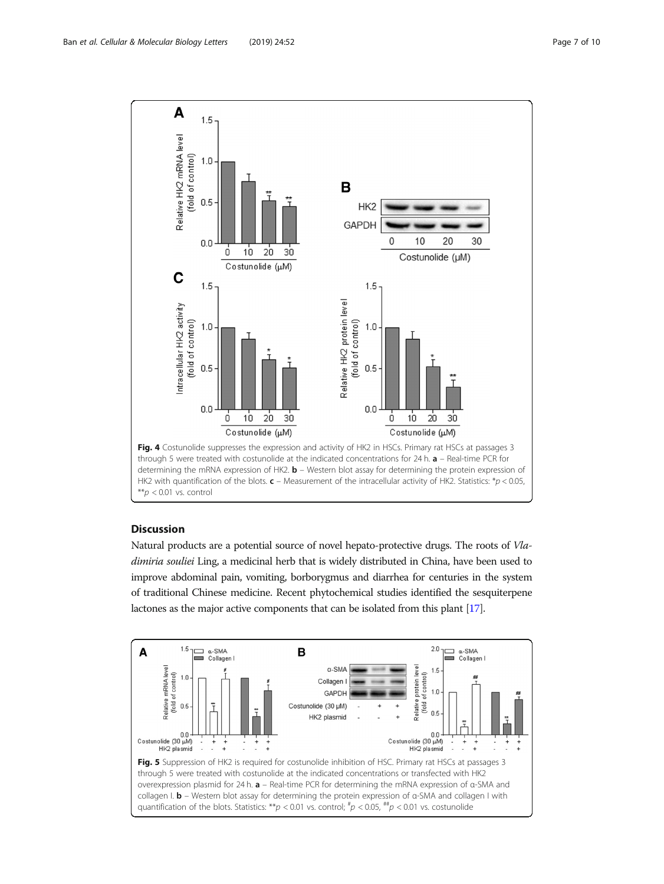A

Relative HK2 mRNA level (fold of control)

1.5
1.0
0.5
0.0

0 10 20 30

Costunolide (μM)

B

HK2

GAPDH

0 10 20 30

Costunolide (μM)

C

Intracellular HK2 activity (fold of control)

1.5
1.0
0.5
0.0

0 10 20 30

Costunolide (μM)

Relative HK2 protein level (fold of control)

1.5
1.0
0.5
0.0

0 10 20 30

Costunolide (μM)

**Fig. 4** Costunolide suppresses the expression and activity of HK2 in HSCs. Primary rat HSCs at passages 3 through 5 were treated with costunolide at the indicated concentrations for 24 h. **a** – Real-time PCR for determining the mRNA expression of HK2. **b** – Western blot assay for determining the protein expression of HK2 with quantification of the blots. **c** – Measurement of the intracellular activity of HK2. Statistics: *$p < 0.05$, **$p < 0.01$ vs. control

## Discussion

Natural products are a potential source of novel hepato-protective drugs. The roots of *Vladimiria souliei* Ling, a medicinal herb that is widely distributed in China, have been used to improve abdominal pain, vomiting, borborygmus and diarrhea for centuries in the system of traditional Chinese medicine. Recent phytochemical studies identified the sesquiterpene lactones as the major active components that can be isolated from this plant [17].

A

α-SMA
Collagen I

Relative mRNA level (fold of control)

1.5
1.0
0.5
0.0

Costunolide (30 μM) - + + - + +
HK2 plasmid - - + - - +

B

α-SMA
Collagen I
GAPDH

Costunolide (30 μM) - + +
HK2 plasmid - - +

α-SMA
Collagen I

Relative protein level (fold of control)

2.0
1.5
1.0
0.5
0.0

Costunolide (30 μM) - + + - + +
HK2 plasmid - - + - - +

**Fig. 5** Suppression of HK2 is required for costunolide inhibition of HSC. Primary rat HSCs at passages 3 through 5 were treated with costunolide at the indicated concentrations or transfected with HK2 overexpression plasmid for 24 h. **a** – Real-time PCR for determining the mRNA expression of α-SMA and collagen I. **b** – Western blot assay for determining the protein expression of α-SMA and collagen I with quantification of the blots. Statistics: **$p < 0.01$ vs. control; $^{\#}p < 0.05$, $^{\#\#}p < 0.01$ vs. costunolide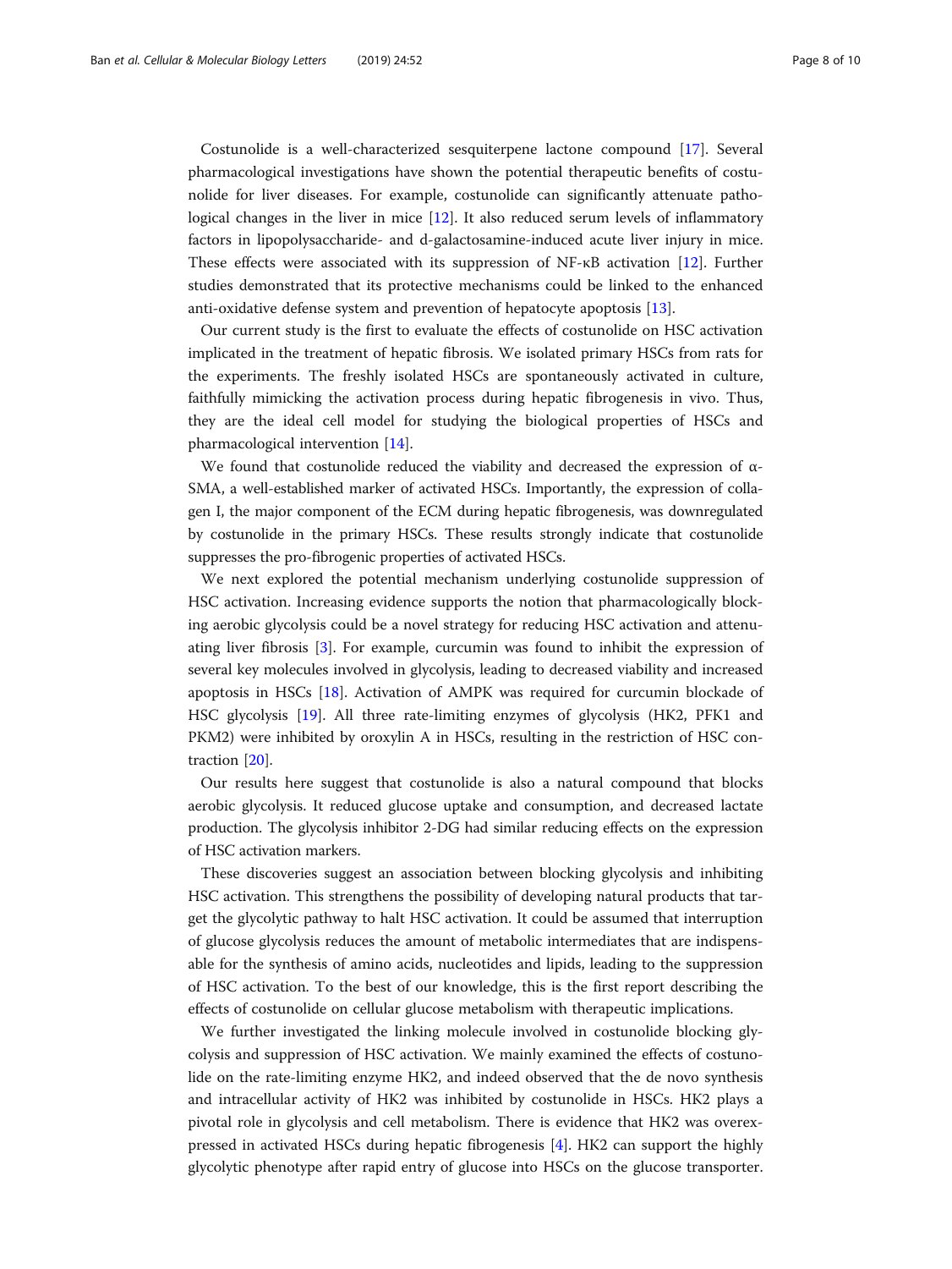Costunolide is a well-characterized sesquiterpene lactone compound [17]. Several pharmacological investigations have shown the potential therapeutic benefits of costunolide for liver diseases. For example, costunolide can significantly attenuate pathological changes in the liver in mice [12]. It also reduced serum levels of inflammatory factors in lipopolysaccharide- and d-galactosamine-induced acute liver injury in mice. These effects were associated with its suppression of NF-κB activation [12]. Further studies demonstrated that its protective mechanisms could be linked to the enhanced anti-oxidative defense system and prevention of hepatocyte apoptosis [13].

Our current study is the first to evaluate the effects of costunolide on HSC activation implicated in the treatment of hepatic fibrosis. We isolated primary HSCs from rats for the experiments. The freshly isolated HSCs are spontaneously activated in culture, faithfully mimicking the activation process during hepatic fibrogenesis in vivo. Thus, they are the ideal cell model for studying the biological properties of HSCs and pharmacological intervention [14].

We found that costunolide reduced the viability and decreased the expression of α-SMA, a well-established marker of activated HSCs. Importantly, the expression of collagen I, the major component of the ECM during hepatic fibrogenesis, was downregulated by costunolide in the primary HSCs. These results strongly indicate that costunolide suppresses the pro-fibrogenic properties of activated HSCs.

We next explored the potential mechanism underlying costunolide suppression of HSC activation. Increasing evidence supports the notion that pharmacologically blocking aerobic glycolysis could be a novel strategy for reducing HSC activation and attenuating liver fibrosis [3]. For example, curcumin was found to inhibit the expression of several key molecules involved in glycolysis, leading to decreased viability and increased apoptosis in HSCs [18]. Activation of AMPK was required for curcumin blockade of HSC glycolysis [19]. All three rate-limiting enzymes of glycolysis (HK2, PFK1 and PKM2) were inhibited by oroxylin A in HSCs, resulting in the restriction of HSC contraction [20].

Our results here suggest that costunolide is also a natural compound that blocks aerobic glycolysis. It reduced glucose uptake and consumption, and decreased lactate production. The glycolysis inhibitor 2-DG had similar reducing effects on the expression of HSC activation markers.

These discoveries suggest an association between blocking glycolysis and inhibiting HSC activation. This strengthens the possibility of developing natural products that target the glycolytic pathway to halt HSC activation. It could be assumed that interruption of glucose glycolysis reduces the amount of metabolic intermediates that are indispensable for the synthesis of amino acids, nucleotides and lipids, leading to the suppression of HSC activation. To the best of our knowledge, this is the first report describing the effects of costunolide on cellular glucose metabolism with therapeutic implications.

We further investigated the linking molecule involved in costunolide blocking glycolysis and suppression of HSC activation. We mainly examined the effects of costunolide on the rate-limiting enzyme HK2, and indeed observed that the de novo synthesis and intracellular activity of HK2 was inhibited by costunolide in HSCs. HK2 plays a pivotal role in glycolysis and cell metabolism. There is evidence that HK2 was overexpressed in activated HSCs during hepatic fibrogenesis [4]. HK2 can support the highly glycolytic phenotype after rapid entry of glucose into HSCs on the glucose transporter.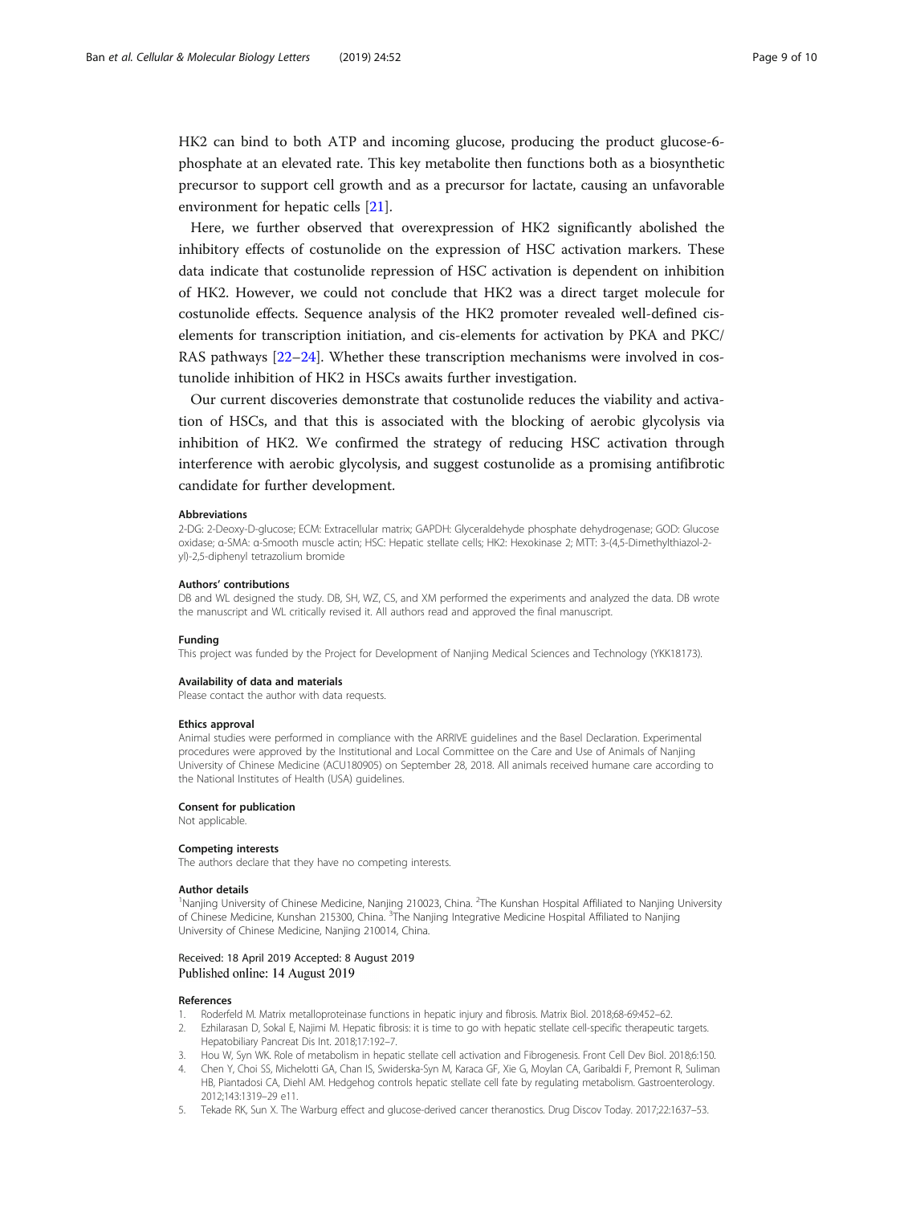HK2 can bind to both ATP and incoming glucose, producing the product glucose-6-phosphate at an elevated rate. This key metabolite then functions both as a biosynthetic precursor to support cell growth and as a precursor for lactate, causing an unfavorable environment for hepatic cells [21].

Here, we further observed that overexpression of HK2 significantly abolished the inhibitory effects of costunolide on the expression of HSC activation markers. These data indicate that costunolide repression of HSC activation is dependent on inhibition of HK2. However, we could not conclude that HK2 was a direct target molecule for costunolide effects. Sequence analysis of the HK2 promoter revealed well-defined cis-elements for transcription initiation, and cis-elements for activation by PKA and PKC/RAS pathways [22–24]. Whether these transcription mechanisms were involved in costunolide inhibition of HK2 in HSCs awaits further investigation.

Our current discoveries demonstrate that costunolide reduces the viability and activation of HSCs, and that this is associated with the blocking of aerobic glycolysis via inhibition of HK2. We confirmed the strategy of reducing HSC activation through interference with aerobic glycolysis, and suggest costunolide as a promising antifibrotic candidate for further development.

#### Abbreviations
2-DG: 2-Deoxy-D-glucose; ECM: Extracellular matrix; GAPDH: Glyceraldehyde phosphate dehydrogenase; GOD: Glucose oxidase; α-SMA: α-Smooth muscle actin; HSC: Hepatic stellate cells; HK2: Hexokinase 2; MTT: 3-(4,5-Dimethylthiazol-2-yl)-2,5-diphenyl tetrazolium bromide

#### Authors' contributions
DB and WL designed the study. DB, SH, WZ, CS, and XM performed the experiments and analyzed the data. DB wrote the manuscript and WL critically revised it. All authors read and approved the final manuscript.

#### Funding
This project was funded by the Project for Development of Nanjing Medical Sciences and Technology (YKK18173).

#### Availability of data and materials
Please contact the author with data requests.

#### Ethics approval
Animal studies were performed in compliance with the ARRIVE guidelines and the Basel Declaration. Experimental procedures were approved by the Institutional and Local Committee on the Care and Use of Animals of Nanjing University of Chinese Medicine (ACU180905) on September 28, 2018. All animals received humane care according to the National Institutes of Health (USA) guidelines.

#### Consent for publication
Not applicable.

#### Competing interests
The authors declare that they have no competing interests.

#### Author details
[1]Nanjing University of Chinese Medicine, Nanjing 210023, China. [2]The Kunshan Hospital Affiliated to Nanjing University of Chinese Medicine, Kunshan 215300, China. [3]The Nanjing Integrative Medicine Hospital Affiliated to Nanjing University of Chinese Medicine, Nanjing 210014, China.

Received: 18 April 2019 Accepted: 8 August 2019
Published online: 14 August 2019

#### References
1. Roderfeld M. Matrix metalloproteinase functions in hepatic injury and fibrosis. Matrix Biol. 2018;68-69:452–62.
2. Ezhilarasan D, Sokal E, Najimi M. Hepatic fibrosis: it is time to go with hepatic stellate cell-specific therapeutic targets. Hepatobiliary Pancreat Dis Int. 2018;17:192–7.
3. Hou W, Syn WK. Role of metabolism in hepatic stellate cell activation and Fibrogenesis. Front Cell Dev Biol. 2018;6:150.
4. Chen Y, Choi SS, Michelotti GA, Chan IS, Swiderska-Syn M, Karaca GF, Xie G, Moylan CA, Garibaldi F, Premont R, Suliman HB, Piantadosi CA, Diehl AM. Hedgehog controls hepatic stellate cell fate by regulating metabolism. Gastroenterology. 2012;143:1319–29 e11.
5. Tekade RK, Sun X. The Warburg effect and glucose-derived cancer theranostics. Drug Discov Today. 2017;22:1637–53.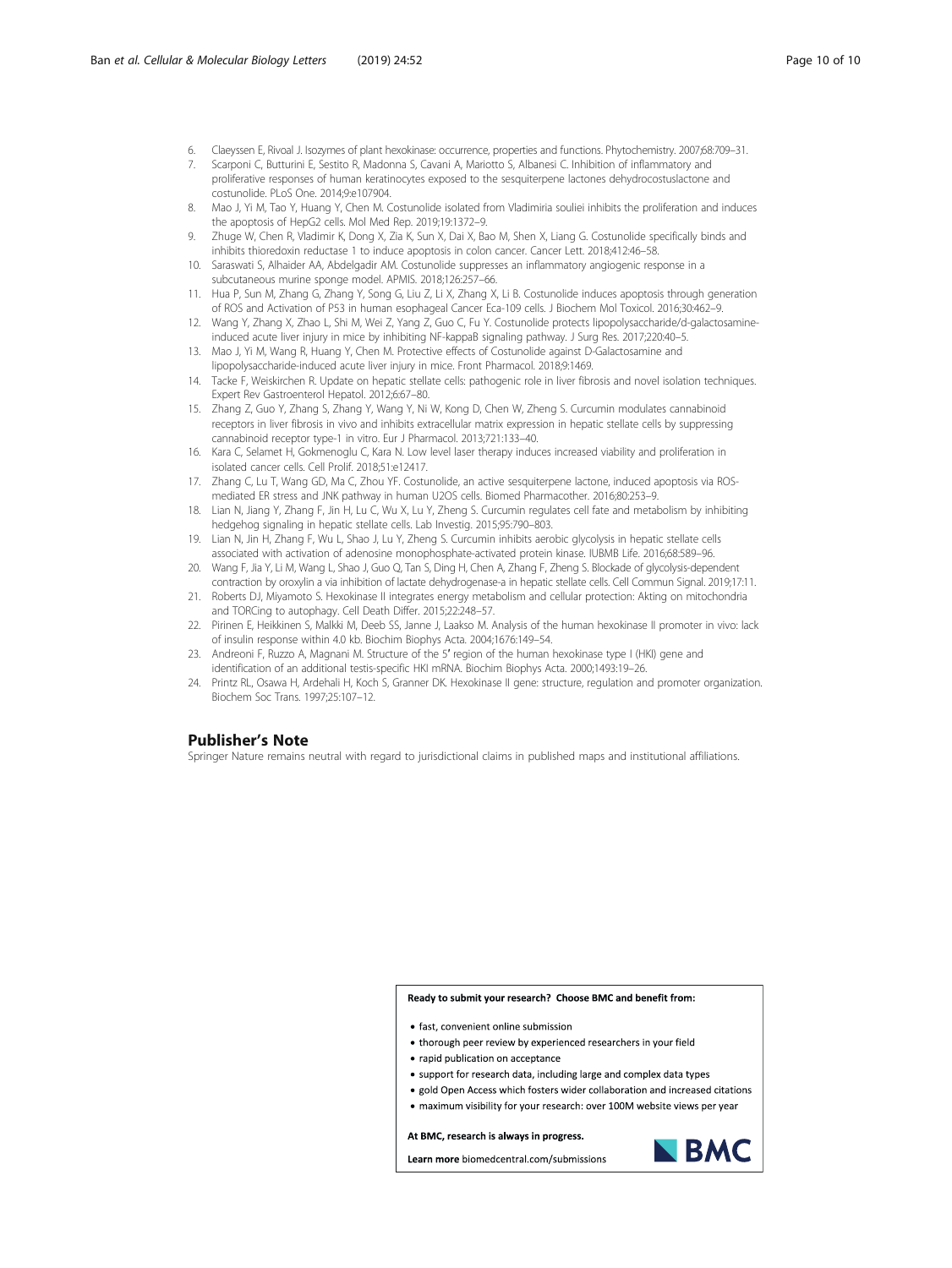6. Claeyssen E, Rivoal J. Isozymes of plant hexokinase: occurrence, properties and functions. Phytochemistry. 2007;68:709–31.
7. Scarponi C, Butturini E, Sestito R, Madonna S, Cavani A, Mariotto S, Albanesi C. Inhibition of inflammatory and proliferative responses of human keratinocytes exposed to the sesquiterpene lactones dehydrocostuslactone and costunolide. PLoS One. 2014;9:e107904.
8. Mao J, Yi M, Tao Y, Huang Y, Chen M. Costunolide isolated from Vladimiria souliei inhibits the proliferation and induces the apoptosis of HepG2 cells. Mol Med Rep. 2019;19:1372–9.
9. Zhuge W, Chen R, Vladimir K, Dong X, Zia K, Sun X, Dai X, Bao M, Shen X, Liang G. Costunolide specifically binds and inhibits thioredoxin reductase 1 to induce apoptosis in colon cancer. Cancer Lett. 2018;412:46–58.
10. Saraswati S, Alhaider AA, Abdelgadir AM. Costunolide suppresses an inflammatory angiogenic response in a subcutaneous murine sponge model. APMIS. 2018;126:257–66.
11. Hua P, Sun M, Zhang G, Zhang Y, Song G, Liu Z, Li X, Zhang X, Li B. Costunolide induces apoptosis through generation of ROS and Activation of P53 in human esophageal Cancer Eca-109 cells. J Biochem Mol Toxicol. 2016;30:462–9.
12. Wang Y, Zhang X, Zhao L, Shi M, Wei Z, Yang Z, Guo C, Fu Y. Costunolide protects lipopolysaccharide/d-galactosamine-induced acute liver injury in mice by inhibiting NF-kappaB signaling pathway. J Surg Res. 2017;220:40–5.
13. Mao J, Yi M, Wang R, Huang Y, Chen M. Protective effects of Costunolide against D-Galactosamine and lipopolysaccharide-induced acute liver injury in mice. Front Pharmacol. 2018;9:1469.
14. Tacke F, Weiskirchen R. Update on hepatic stellate cells: pathogenic role in liver fibrosis and novel isolation techniques. Expert Rev Gastroenterol Hepatol. 2012;6:67–80.
15. Zhang Z, Guo Y, Zhang S, Zhang Y, Wang Y, Ni W, Kong D, Chen W, Zheng S. Curcumin modulates cannabinoid receptors in liver fibrosis in vivo and inhibits extracellular matrix expression in hepatic stellate cells by suppressing cannabinoid receptor type-1 in vitro. Eur J Pharmacol. 2013;721:133–40.
16. Kara C, Selamet H, Gokmenoglu C, Kara N. Low level laser therapy induces increased viability and proliferation in isolated cancer cells. Cell Prolif. 2018;51:e12417.
17. Zhang C, Lu T, Wang GD, Ma C, Zhou YF. Costunolide, an active sesquiterpene lactone, induced apoptosis via ROS-mediated ER stress and JNK pathway in human U2OS cells. Biomed Pharmacother. 2016;80:253–9.
18. Lian N, Jiang Y, Zhang F, Jin H, Lu C, Wu X, Lu Y, Zheng S. Curcumin regulates cell fate and metabolism by inhibiting hedgehog signaling in hepatic stellate cells. Lab Investig. 2015;95:790–803.
19. Lian N, Jin H, Zhang F, Wu L, Shao J, Lu Y, Zheng S. Curcumin inhibits aerobic glycolysis in hepatic stellate cells associated with activation of adenosine monophosphate-activated protein kinase. IUBMB Life. 2016;68:589–96.
20. Wang F, Jia Y, Li M, Wang L, Shao J, Guo Q, Tan S, Ding H, Chen A, Zhang F, Zheng S. Blockade of glycolysis-dependent contraction by oroxylin a via inhibition of lactate dehydrogenase-a in hepatic stellate cells. Cell Commun Signal. 2019;17:11.
21. Roberts DJ, Miyamoto S. Hexokinase II integrates energy metabolism and cellular protection: Akting on mitochondria and TORCing to autophagy. Cell Death Differ. 2015;22:248–57.
22. Pirinen E, Heikkinen S, Malkki M, Deeb SS, Janne J, Laakso M. Analysis of the human hexokinase II promoter in vivo: lack of insulin response within 4.0 kb. Biochim Biophys Acta. 2004;1676:149–54.
23. Andreoni F, Ruzzo A, Magnani M. Structure of the 5′ region of the human hexokinase type I (HKI) gene and identification of an additional testis-specific HKI mRNA. Biochim Biophys Acta. 2000;1493:19–26.
24. Printz RL, Osawa H, Ardehali H, Koch S, Granner DK. Hexokinase II gene: structure, regulation and promoter organization. Biochem Soc Trans. 1997;25:107–12.

## Publisher's Note

Springer Nature remains neutral with regard to jurisdictional claims in published maps and institutional affiliations.

**Ready to submit your research? Choose BMC and benefit from:**

- fast, convenient online submission
- thorough peer review by experienced researchers in your field
- rapid publication on acceptance
- support for research data, including large and complex data types
- gold Open Access which fosters wider collaboration and increased citations
- maximum visibility for your research: over 100M website views per year

**At BMC, research is always in progress.**

**Learn more** biomedcentral.com/submissions

BMC